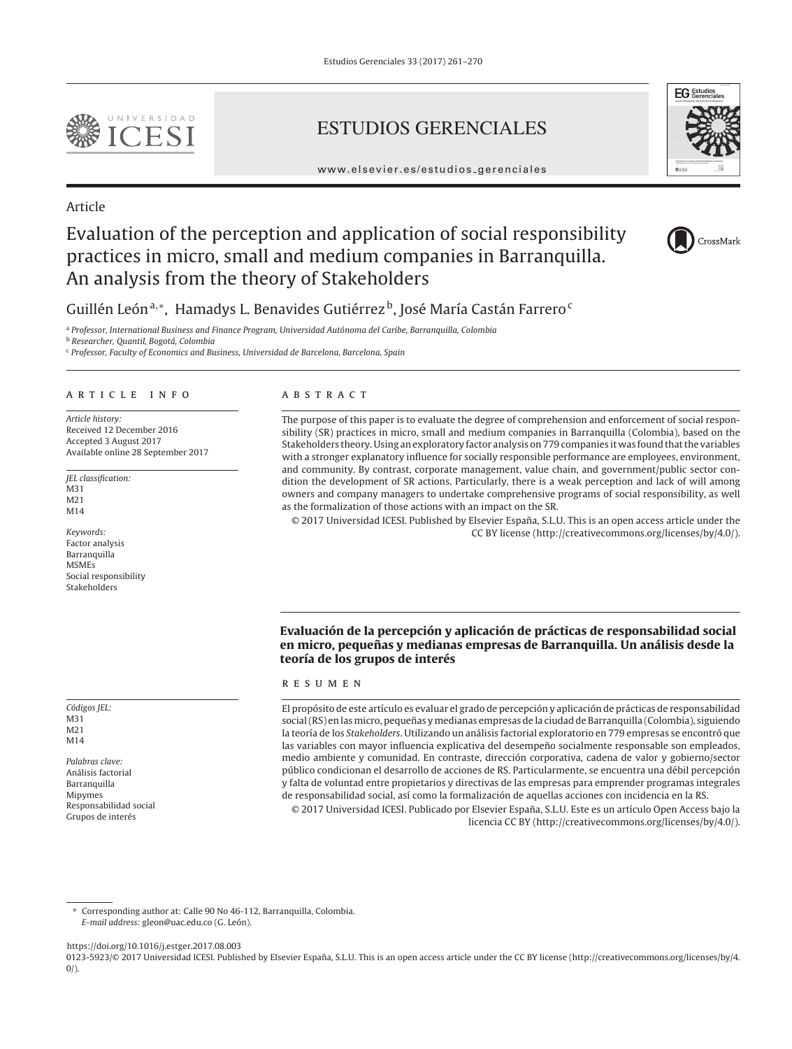ESTUDIOS GERENCIALES

www.elsevier.es/estudios_gerenciales

Article

# Evaluation of the perception and application of social responsibility practices in micro, small and medium companies in Barranquilla. An analysis from the theory of Stakeholders

Guillén León[a,*], Hamadys L. Benavides Gutiérrez[b], José María Castán Farrero[c]

[a] *Professor, International Business and Finance Program, Universidad Autónoma del Caribe, Barranquilla, Colombia*

[b] *Researcher, Quantil, Bogotá, Colombia*

[c] *Professor, Faculty of Economics and Business, Universidad de Barcelona, Barcelona, Spain*

## ARTICLE INFO

*Article history:*
Received 12 December 2016
Accepted 3 August 2017
Available online 28 September 2017

*JEL classification:*
M31
M21
M14

*Keywords:*
Factor analysis
Barranquilla
MSMEs
Social responsibility
Stakeholders

## ABSTRACT

The purpose of this paper is to evaluate the degree of comprehension and enforcement of social responsibility (SR) practices in micro, small and medium companies in Barranquilla (Colombia), based on the Stakeholders theory. Using an exploratory factor analysis on 779 companies it was found that the variables with a stronger explanatory influence for socially responsible performance are employees, environment, and community. By contrast, corporate management, value chain, and government/public sector condition the development of SR actions. Particularly, there is a weak perception and lack of will among owners and company managers to undertake comprehensive programs of social responsibility, as well as the formalization of those actions with an impact on the SR.

© 2017 Universidad ICESI. Published by Elsevier España, S.L.U. This is an open access article under the CC BY license (http://creativecommons.org/licenses/by/4.0/).

### Evaluación de la percepción y aplicación de prácticas de responsabilidad social en micro, pequeñas y medianas empresas de Barranquilla. Un análisis desde la teoría de los grupos de interés

*Códigos JEL:*
M31
M21
M14

*Palabras clave:*
Análisis factorial
Barranquilla
Mipymes
Responsabilidad social
Grupos de interés

## RESUMEN

El propósito de este artículo es evaluar el grado de percepción y aplicación de prácticas de responsabilidad social (RS) en las micro, pequeñas y medianas empresas de la ciudad de Barranquilla (Colombia), siguiendo la teoría de los *Stakeholders*. Utilizando un análisis factorial exploratorio en 779 empresas se encontró que las variables con mayor influencia explicativa del desempeño socialmente responsable son empleados, medio ambiente y comunidad. En contraste, dirección corporativa, cadena de valor y gobierno/sector público condicionan el desarrollo de acciones de RS. Particularmente, se encuentra una débil percepción y falta de voluntad entre propietarios y directivas de las empresas para emprender programas integrales de responsabilidad social, así como la formalización de aquellas acciones con incidencia en la RS.

© 2017 Universidad ICESI. Publicado por Elsevier España, S.L.U. Este es un artículo Open Access bajo la licencia CC BY (http://creativecommons.org/licenses/by/4.0/).

---

* Corresponding author at: Calle 90 No 46-112, Barranquilla, Colombia.
*E-mail address:* gleon@uac.edu.co (G. León).

https://doi.org/10.1016/j.estger.2017.08.003
0123-5923/© 2017 Universidad ICESI. Published by Elsevier España, S.L.U. This is an open access article under the CC BY license (http://creativecommons.org/licenses/by/4.0/).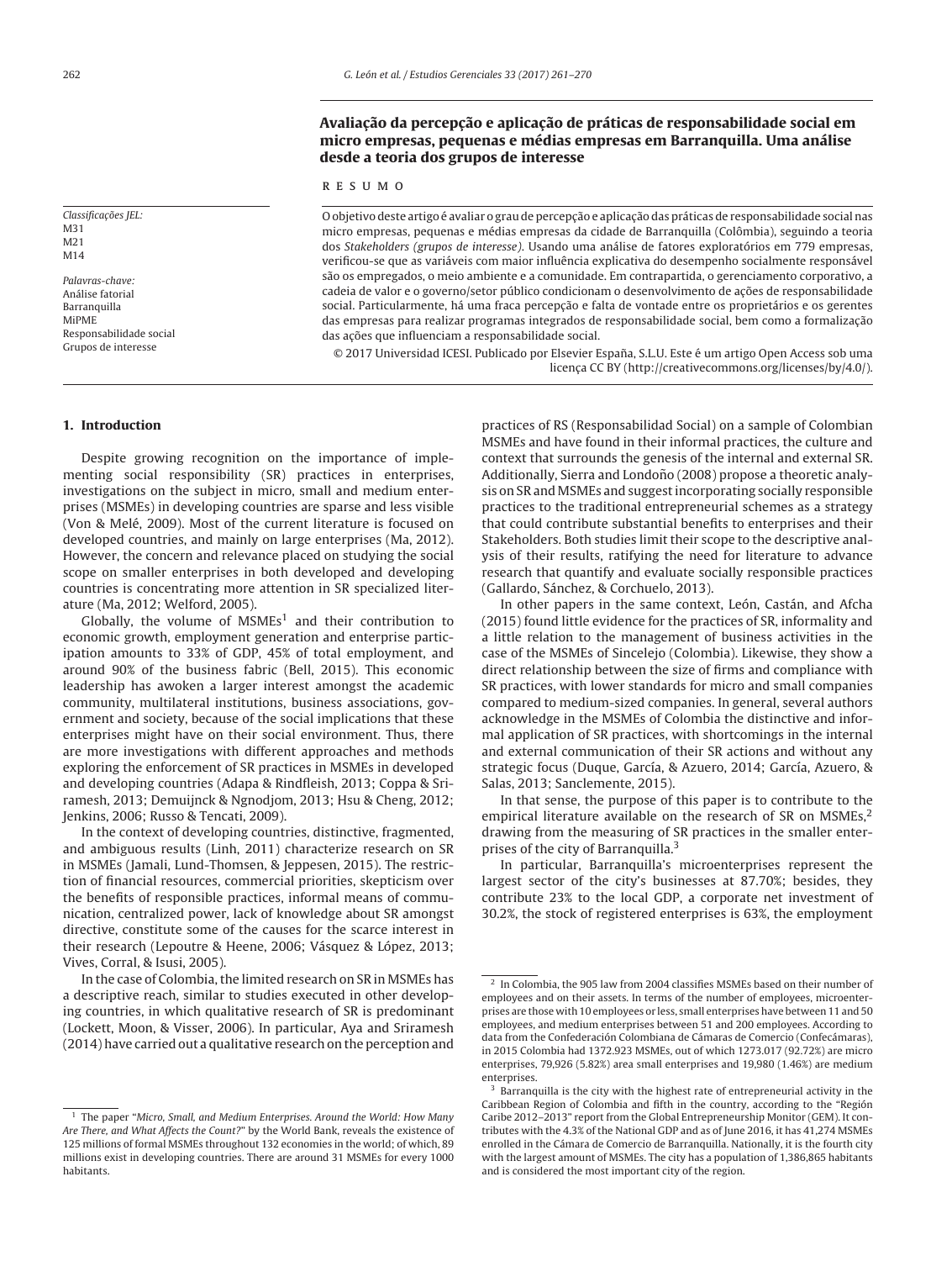## Avaliação da percepção e aplicação de práticas de responsabilidade social em micro empresas, pequenas e médias empresas em Barranquilla. Uma análise desde a teoria dos grupos de interesse

R E S U M O

O objetivo deste artigo é avaliar o grau de percepção e aplicação das práticas de responsabilidade social nas micro empresas, pequenas e médias empresas da cidade de Barranquilla (Colômbia), seguindo a teoria dos *Stakeholders (grupos de interesse)*. Usando uma análise de fatores exploratórios em 779 empresas, verificou-se que as variáveis com maior influência explicativa do desempenho socialmente responsável são os empregados, o meio ambiente e a comunidade. Em contrapartida, o gerenciamento corporativo, a cadeia de valor e o governo/setor público condicionam o desenvolvimento de ações de responsabilidade social. Particularmente, há uma fraca percepção e falta de vontade entre os proprietários e os gerentes das empresas para realizar programas integrados de responsabilidade social, bem como a formalização das ações que influenciam a responsabilidade social.

© 2017 Universidad ICESI. Publicado por Elsevier España, S.L.U. Este é um artigo Open Access sob uma licença CC BY (http://creativecommons.org/licenses/by/4.0/).

*Classificações JEL:*
M31
M21
M14

*Palavras-chave:*
Análise fatorial
Barranquilla
MiPME
Responsabilidade social
Grupos de interesse

### 1. Introduction

Despite growing recognition on the importance of implementing social responsibility (SR) practices in enterprises, investigations on the subject in micro, small and medium enterprises (MSMEs) in developing countries are sparse and less visible (Von & Melé, 2009). Most of the current literature is focused on developed countries, and mainly on large enterprises (Ma, 2012). However, the concern and relevance placed on studying the social scope on smaller enterprises in both developed and developing countries is concentrating more attention in SR specialized literature (Ma, 2012; Welford, 2005).

Globally, the volume of MSMEs[1] and their contribution to economic growth, employment generation and enterprise participation amounts to 33% of GDP, 45% of total employment, and around 90% of the business fabric (Bell, 2015). This economic leadership has awoken a larger interest amongst the academic community, multilateral institutions, business associations, government and society, because of the social implications that these enterprises might have on their social environment. Thus, there are more investigations with different approaches and methods exploring the enforcement of SR practices in MSMEs in developed and developing countries (Adapa & Rindfleish, 2013; Coppa & Sriramesh, 2013; Demuijnck & Ngnodjom, 2013; Hsu & Cheng, 2012; Jenkins, 2006; Russo & Tencati, 2009).

In the context of developing countries, distinctive, fragmented, and ambiguous results (Linh, 2011) characterize research on SR in MSMEs (Jamali, Lund-Thomsen, & Jeppesen, 2015). The restriction of financial resources, commercial priorities, skepticism over the benefits of responsible practices, informal means of communication, centralized power, lack of knowledge about SR amongst directive, constitute some of the causes for the scarce interest in their research (Lepoutre & Heene, 2006; Vásquez & López, 2013; Vives, Corral, & Isusi, 2005).

In the case of Colombia, the limited research on SR in MSMEs has a descriptive reach, similar to studies executed in other developing countries, in which qualitative research of SR is predominant (Lockett, Moon, & Visser, 2006). In particular, Aya and Sriramesh (2014) have carried out a qualitative research on the perception and practices of RS (Responsabilidad Social) on a sample of Colombian MSMEs and have found in their informal practices, the culture and context that surrounds the genesis of the internal and external SR. Additionally, Sierra and Londoño (2008) propose a theoretic analysis on SR and MSMEs and suggest incorporating socially responsible practices to the traditional entrepreneurial schemes as a strategy that could contribute substantial benefits to enterprises and their Stakeholders. Both studies limit their scope to the descriptive analysis of their results, ratifying the need for literature to advance research that quantify and evaluate socially responsible practices (Gallardo, Sánchez, & Corchuelo, 2013).

In other papers in the same context, León, Castán, and Afcha (2015) found little evidence for the practices of SR, informality and a little relation to the management of business activities in the case of the MSMEs of Sincelejo (Colombia). Likewise, they show a direct relationship between the size of firms and compliance with SR practices, with lower standards for micro and small companies compared to medium-sized companies. In general, several authors acknowledge in the MSMEs of Colombia the distinctive and informal application of SR practices, with shortcomings in the internal and external communication of their SR actions and without any strategic focus (Duque, García, & Azuero, 2014; García, Azuero, & Salas, 2013; Sanclemente, 2015).

In that sense, the purpose of this paper is to contribute to the empirical literature available on the research of SR on MSMEs,[2] drawing from the measuring of SR practices in the smaller enterprises of the city of Barranquilla.[3]

In particular, Barranquilla's microenterprises represent the largest sector of the city's businesses at 87.70%; besides, they contribute 23% to the local GDP, a corporate net investment of 30.2%, the stock of registered enterprises is 63%, the employment

---

[1] The paper "*Micro, Small, and Medium Enterprises. Around the World: How Many Are There, and What Affects the Count?*" by the World Bank, reveals the existence of 125 millions of formal MSMEs throughout 132 economies in the world; of which, 89 millions exist in developing countries. There are around 31 MSMEs for every 1000 habitants.

[2] In Colombia, the 905 law from 2004 classifies MSMEs based on their number of employees and on their assets. In terms of the number of employees, microenterprises are those with 10 employees or less, small enterprises have between 11 and 50 employees, and medium enterprises between 51 and 200 employees. According to data from the Confederación Colombiana de Cámaras de Comercio (Confecámaras), in 2015 Colombia had 1372.923 MSMEs, out of which 1273.017 (92.72%) are micro enterprises, 79,926 (5.82%) area small enterprises and 19,980 (1.46%) are medium enterprises.

[3] Barranquilla is the city with the highest rate of entrepreneurial activity in the Caribbean Region of Colombia and fifth in the country, according to the "Región Caribe 2012–2013" report from the Global Entrepreneurship Monitor (GEM). It contributes with the 4.3% of the National GDP and as of June 2016, it has 41,274 MSMEs enrolled in the Cámara de Comercio de Barranquilla. Nationally, it is the fourth city with the largest amount of MSMEs. The city has a population of 1,386,865 habitants and is considered the most important city of the region.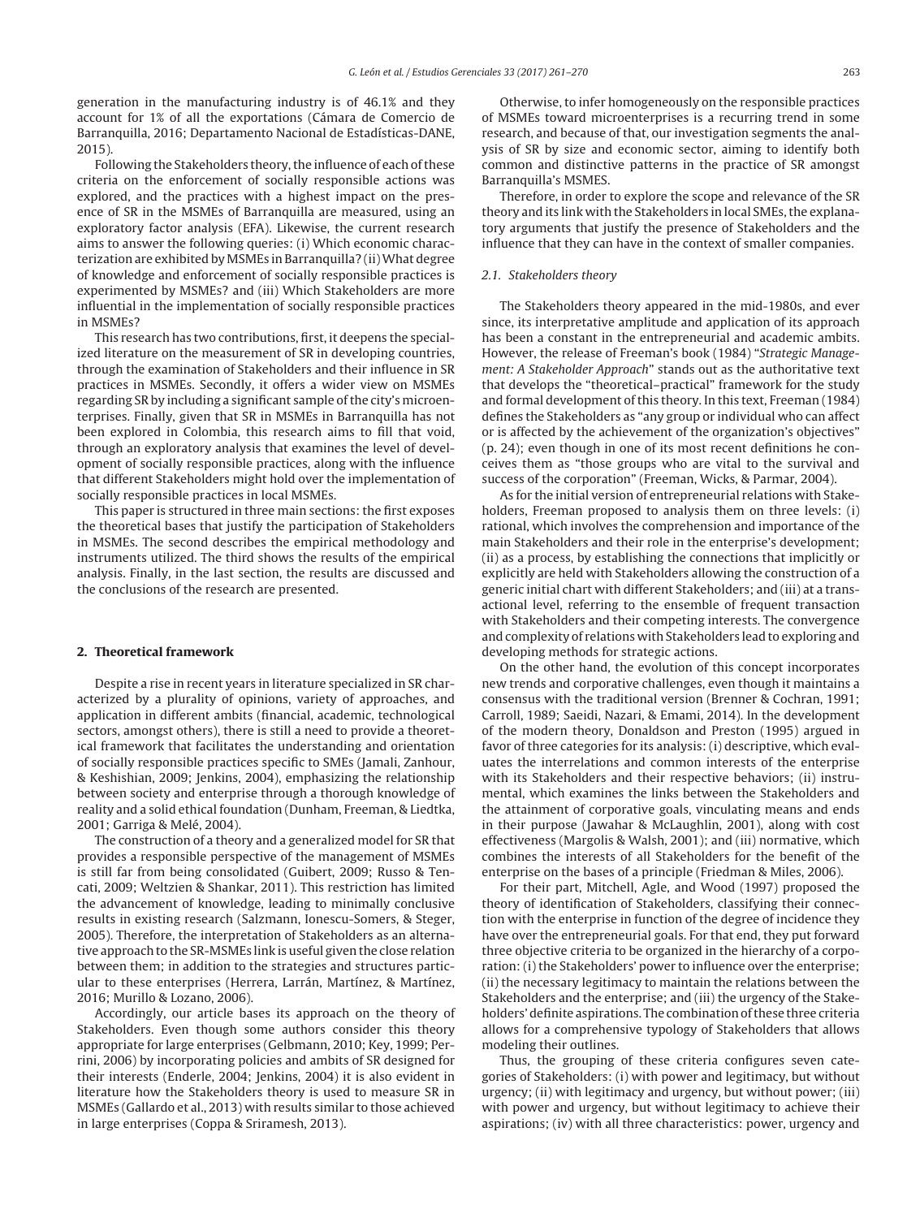generation in the manufacturing industry is of 46.1% and they account for 1% of all the exportations (Cámara de Comercio de Barranquilla, 2016; Departamento Nacional de Estadísticas-DANE, 2015).

Following the Stakeholders theory, the influence of each of these criteria on the enforcement of socially responsible actions was explored, and the practices with a highest impact on the presence of SR in the MSMEs of Barranquilla are measured, using an exploratory factor analysis (EFA). Likewise, the current research aims to answer the following queries: (i) Which economic characterization are exhibited by MSMEs in Barranquilla? (ii) What degree of knowledge and enforcement of socially responsible practices is experimented by MSMEs? and (iii) Which Stakeholders are more influential in the implementation of socially responsible practices in MSMEs?

This research has two contributions, first, it deepens the specialized literature on the measurement of SR in developing countries, through the examination of Stakeholders and their influence in SR practices in MSMEs. Secondly, it offers a wider view on MSMEs regarding SR by including a significant sample of the city's microenterprises. Finally, given that SR in MSMEs in Barranquilla has not been explored in Colombia, this research aims to fill that void, through an exploratory analysis that examines the level of development of socially responsible practices, along with the influence that different Stakeholders might hold over the implementation of socially responsible practices in local MSMEs.

This paper is structured in three main sections: the first exposes the theoretical bases that justify the participation of Stakeholders in MSMEs. The second describes the empirical methodology and instruments utilized. The third shows the results of the empirical analysis. Finally, in the last section, the results are discussed and the conclusions of the research are presented.

## 2. Theoretical framework

Despite a rise in recent years in literature specialized in SR characterized by a plurality of opinions, variety of approaches, and application in different ambits (financial, academic, technological sectors, amongst others), there is still a need to provide a theoretical framework that facilitates the understanding and orientation of socially responsible practices specific to SMEs (Jamali, Zanhour, & Keshishian, 2009; Jenkins, 2004), emphasizing the relationship between society and enterprise through a thorough knowledge of reality and a solid ethical foundation (Dunham, Freeman, & Liedtka, 2001; Garriga & Melé, 2004).

The construction of a theory and a generalized model for SR that provides a responsible perspective of the management of MSMEs is still far from being consolidated (Guibert, 2009; Russo & Tencati, 2009; Weltzien & Shankar, 2011). This restriction has limited the advancement of knowledge, leading to minimally conclusive results in existing research (Salzmann, Ionescu-Somers, & Steger, 2005). Therefore, the interpretation of Stakeholders as an alternative approach to the SR-MSMEs link is useful given the close relation between them; in addition to the strategies and structures particular to these enterprises (Herrera, Larrán, Martínez, & Martínez, 2016; Murillo & Lozano, 2006).

Accordingly, our article bases its approach on the theory of Stakeholders. Even though some authors consider this theory appropriate for large enterprises (Gelbmann, 2010; Key, 1999; Perrini, 2006) by incorporating policies and ambits of SR designed for their interests (Enderle, 2004; Jenkins, 2004) it is also evident in literature how the Stakeholders theory is used to measure SR in MSMEs (Gallardo et al., 2013) with results similar to those achieved in large enterprises (Coppa & Sriramesh, 2013).

Otherwise, to infer homogeneously on the responsible practices of MSMEs toward microenterprises is a recurring trend in some research, and because of that, our investigation segments the analysis of SR by size and economic sector, aiming to identify both common and distinctive patterns in the practice of SR amongst Barranquilla's MSMES.

Therefore, in order to explore the scope and relevance of the SR theory and its link with the Stakeholders in local SMEs, the explanatory arguments that justify the presence of Stakeholders and the influence that they can have in the context of smaller companies.

### 2.1. Stakeholders theory

The Stakeholders theory appeared in the mid-1980s, and ever since, its interpretative amplitude and application of its approach has been a constant in the entrepreneurial and academic ambits. However, the release of Freeman's book (1984) "*Strategic Management: A Stakeholder Approach*" stands out as the authoritative text that develops the "theoretical–practical" framework for the study and formal development of this theory. In this text, Freeman (1984) defines the Stakeholders as "any group or individual who can affect or is affected by the achievement of the organization's objectives" (p. 24); even though in one of its most recent definitions he conceives them as "those groups who are vital to the survival and success of the corporation" (Freeman, Wicks, & Parmar, 2004).

As for the initial version of entrepreneurial relations with Stakeholders, Freeman proposed to analysis them on three levels: (i) rational, which involves the comprehension and importance of the main Stakeholders and their role in the enterprise's development; (ii) as a process, by establishing the connections that implicitly or explicitly are held with Stakeholders allowing the construction of a generic initial chart with different Stakeholders; and (iii) at a transactional level, referring to the ensemble of frequent transaction with Stakeholders and their competing interests. The convergence and complexity of relations with Stakeholders lead to exploring and developing methods for strategic actions.

On the other hand, the evolution of this concept incorporates new trends and corporative challenges, even though it maintains a consensus with the traditional version (Brenner & Cochran, 1991; Carroll, 1989; Saeidi, Nazari, & Emami, 2014). In the development of the modern theory, Donaldson and Preston (1995) argued in favor of three categories for its analysis: (i) descriptive, which evaluates the interrelations and common interests of the enterprise with its Stakeholders and their respective behaviors; (ii) instrumental, which examines the links between the Stakeholders and the attainment of corporative goals, vinculating means and ends in their purpose (Jawahar & McLaughlin, 2001), along with cost effectiveness (Margolis & Walsh, 2001); and (iii) normative, which combines the interests of all Stakeholders for the benefit of the enterprise on the bases of a principle (Friedman & Miles, 2006).

For their part, Mitchell, Agle, and Wood (1997) proposed the theory of identification of Stakeholders, classifying their connection with the enterprise in function of the degree of incidence they have over the entrepreneurial goals. For that end, they put forward three objective criteria to be organized in the hierarchy of a corporation: (i) the Stakeholders' power to influence over the enterprise; (ii) the necessary legitimacy to maintain the relations between the Stakeholders and the enterprise; and (iii) the urgency of the Stakeholders' definite aspirations. The combination of these three criteria allows for a comprehensive typology of Stakeholders that allows modeling their outlines.

Thus, the grouping of these criteria configures seven categories of Stakeholders: (i) with power and legitimacy, but without urgency; (ii) with legitimacy and urgency, but without power; (iii) with power and urgency, but without legitimacy to achieve their aspirations; (iv) with all three characteristics: power, urgency and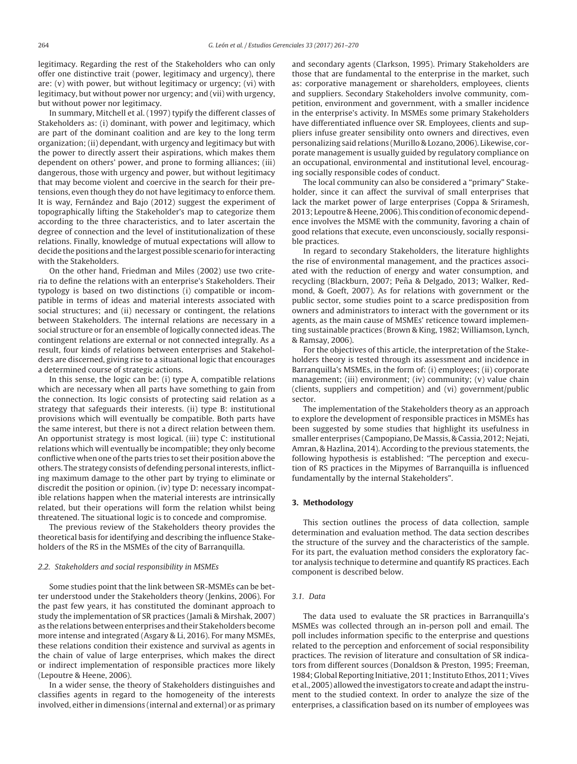legitimacy. Regarding the rest of the Stakeholders who can only offer one distinctive trait (power, legitimacy and urgency), there are: (v) with power, but without legitimacy or urgency; (vi) with legitimacy, but without power nor urgency; and (vii) with urgency, but without power nor legitimacy.

In summary, Mitchell et al. (1997) typify the different classes of Stakeholders as: (i) dominant, with power and legitimacy, which are part of the dominant coalition and are key to the long term organization; (ii) dependant, with urgency and legitimacy but with the power to directly assert their aspirations, which makes them dependent on others' power, and prone to forming alliances; (iii) dangerous, those with urgency and power, but without legitimacy that may become violent and coercive in the search for their pretensions, even though they do not have legitimacy to enforce them. It is way, Fernández and Bajo (2012) suggest the experiment of topographically lifting the Stakeholder's map to categorize them according to the three characteristics, and to later ascertain the degree of connection and the level of institutionalization of these relations. Finally, knowledge of mutual expectations will allow to decide the positions and the largest possible scenario for interacting with the Stakeholders.

On the other hand, Friedman and Miles (2002) use two criteria to define the relations with an enterprise's Stakeholders. Their typology is based on two distinctions (i) compatible or incompatible in terms of ideas and material interests associated with social structures; and (ii) necessary or contingent, the relations between Stakeholders. The internal relations are necessary in a social structure or for an ensemble of logically connected ideas. The contingent relations are external or not connected integrally. As a result, four kinds of relations between enterprises and Stakeholders are discerned, giving rise to a situational logic that encourages a determined course of strategic actions.

In this sense, the logic can be: (i) type A, compatible relations which are necessary when all parts have something to gain from the connection. Its logic consists of protecting said relation as a strategy that safeguards their interests. (ii) type B: institutional provisions which will eventually be compatible. Both parts have the same interest, but there is not a direct relation between them. An opportunist strategy is most logical. (iii) type C: institutional relations which will eventually be incompatible; they only become conflictive when one of the parts tries to set their position above the others. The strategy consists of defending personal interests, inflicting maximum damage to the other part by trying to eliminate or discredit the position or opinion. (iv) type D: necessary incompatible relations happen when the material interests are intrinsically related, but their operations will form the relation whilst being threatened. The situational logic is to concede and compromise.

The previous review of the Stakeholders theory provides the theoretical basis for identifying and describing the influence Stakeholders of the RS in the MSMEs of the city of Barranquilla.

### 2.2. Stakeholders and social responsibility in MSMEs

Some studies point that the link between SR-MSMEs can be better understood under the Stakeholders theory (Jenkins, 2006). For the past few years, it has constituted the dominant approach to study the implementation of SR practices (Jamali & Mirshak, 2007) as the relations between enterprises and their Stakeholders become more intense and integrated (Asgary & Li, 2016). For many MSMEs, these relations condition their existence and survival as agents in the chain of value of large enterprises, which makes the direct or indirect implementation of responsible practices more likely (Lepoutre & Heene, 2006).

In a wider sense, the theory of Stakeholders distinguishes and classifies agents in regard to the homogeneity of the interests involved, either in dimensions (internal and external) or as primary and secondary agents (Clarkson, 1995). Primary Stakeholders are those that are fundamental to the enterprise in the market, such as: corporative management or shareholders, employees, clients and suppliers. Secondary Stakeholders involve community, competition, environment and government, with a smaller incidence in the enterprise's activity. In MSMEs some primary Stakeholders have differentiated influence over SR. Employees, clients and suppliers infuse greater sensibility onto owners and directives, even personalizing said relations (Murillo & Lozano, 2006). Likewise, corporate management is usually guided by regulatory compliance on an occupational, environmental and institutional level, encouraging socially responsible codes of conduct.

The local community can also be considered a "primary" Stakeholder, since it can affect the survival of small enterprises that lack the market power of large enterprises (Coppa & Sriramesh, 2013; Lepoutre & Heene, 2006). This condition of economic dependence involves the MSME with the community, favoring a chain of good relations that execute, even unconsciously, socially responsible practices.

In regard to secondary Stakeholders, the literature highlights the rise of environmental management, and the practices associated with the reduction of energy and water consumption, and recycling (Blackburn, 2007; Peña & Delgado, 2013; Walker, Redmond, & Goeft, 2007). As for relations with government or the public sector, some studies point to a scarce predisposition from owners and administrators to interact with the government or its agents, as the main cause of MSMEs' reticence toward implementing sustainable practices (Brown & King, 1982; Williamson, Lynch, & Ramsay, 2006).

For the objectives of this article, the interpretation of the Stakeholders theory is tested through its assessment and incidence in Barranquilla's MSMEs, in the form of: (i) employees; (ii) corporate management; (iii) environment; (iv) community; (v) value chain (clients, suppliers and competition) and (vi) government/public sector.

The implementation of the Stakeholders theory as an approach to explore the development of responsible practices in MSMEs has been suggested by some studies that highlight its usefulness in smaller enterprises (Campopiano, De Massis, & Cassia, 2012; Nejati, Amran, & Hazlina, 2014). According to the previous statements, the following hypothesis is established: "The perception and execution of RS practices in the Mipymes of Barranquilla is influenced fundamentally by the internal Stakeholders".

## 3. Methodology

This section outlines the process of data collection, sample determination and evaluation method. The data section describes the structure of the survey and the characteristics of the sample. For its part, the evaluation method considers the exploratory factor analysis technique to determine and quantify RS practices. Each component is described below.

### 3.1. Data

The data used to evaluate the SR practices in Barranquilla's MSMEs was collected through an in-person poll and email. The poll includes information specific to the enterprise and questions related to the perception and enforcement of social responsibility practices. The revision of literature and consultation of SR indicators from different sources (Donaldson & Preston, 1995; Freeman, 1984; Global Reporting Initiative, 2011; Instituto Ethos, 2011; Vives et al., 2005) allowed the investigators to create and adapt the instrument to the studied context. In order to analyze the size of the enterprises, a classification based on its number of employees was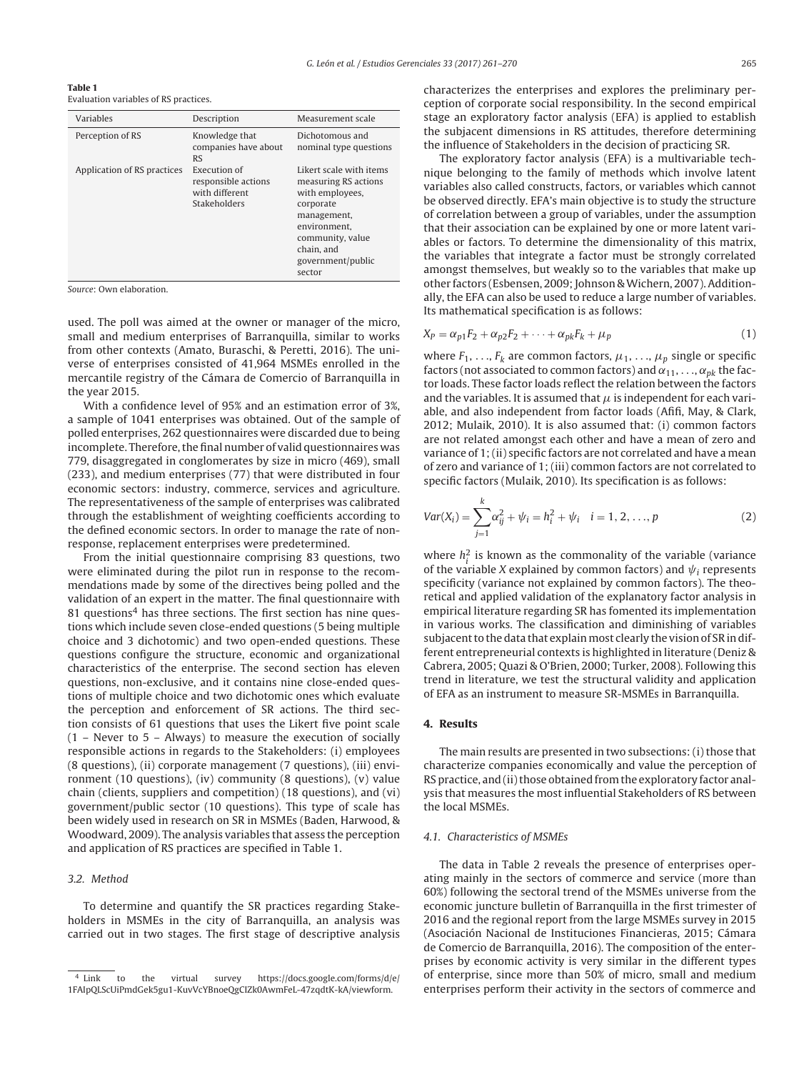**Table 1**
Evaluation variables of RS practices.

| Variables | Description | Measurement scale |
|---|---|---|
| Perception of RS | Knowledge that companies have about RS | Dichotomous and nominal type questions |
| Application of RS practices | Execution of responsible actions with different Stakeholders | Likert scale with items measuring RS actions with employees, corporate management, environment, community, value chain, and government/public sector |

*Source*: Own elaboration.

used. The poll was aimed at the owner or manager of the micro, small and medium enterprises of Barranquilla, similar to works from other contexts (Amato, Buraschi, & Peretti, 2016). The universe of enterprises consisted of 41,964 MSMEs enrolled in the mercantile registry of the Cámara de Comercio of Barranquilla in the year 2015.

With a confidence level of 95% and an estimation error of 3%, a sample of 1041 enterprises was obtained. Out of the sample of polled enterprises, 262 questionnaires were discarded due to being incomplete. Therefore, the final number of valid questionnaires was 779, disaggregated in conglomerates by size in micro (469), small (233), and medium enterprises (77) that were distributed in four economic sectors: industry, commerce, services and agriculture. The representativeness of the sample of enterprises was calibrated through the establishment of weighting coefficients according to the defined economic sectors. In order to manage the rate of non-response, replacement enterprises were predetermined.

From the initial questionnaire comprising 83 questions, two were eliminated during the pilot run in response to the recommendations made by some of the directives being polled and the validation of an expert in the matter. The final questionnaire with 81 questions[4] has three sections. The first section has nine questions which include seven close-ended questions (5 being multiple choice and 3 dichotomic) and two open-ended questions. These questions configure the structure, economic and organizational characteristics of the enterprise. The second section has eleven questions, non-exclusive, and it contains nine close-ended questions of multiple choice and two dichotomic ones which evaluate the perception and enforcement of SR actions. The third section consists of 61 questions that uses the Likert five point scale (1 – Never to 5 – Always) to measure the execution of socially responsible actions in regards to the Stakeholders: (i) employees (8 questions), (ii) corporate management (7 questions), (iii) environment (10 questions), (iv) community (8 questions), (v) value chain (clients, suppliers and competition) (18 questions), and (vi) government/public sector (10 questions). This type of scale has been widely used in research on SR in MSMEs (Baden, Harwood, & Woodward, 2009). The analysis variables that assess the perception and application of RS practices are specified in Table 1.

### 3.2. Method

To determine and quantify the SR practices regarding Stakeholders in MSMEs in the city of Barranquilla, an analysis was carried out in two stages. The first stage of descriptive analysis characterizes the enterprises and explores the preliminary perception of corporate social responsibility. In the second empirical stage an exploratory factor analysis (EFA) is applied to establish the subjacent dimensions in RS attitudes, therefore determining the influence of Stakeholders in the decision of practicing SR.

The exploratory factor analysis (EFA) is a multivariable technique belonging to the family of methods which involve latent variables also called constructs, factors, or variables which cannot be observed directly. EFA's main objective is to study the structure of correlation between a group of variables, under the assumption that their association can be explained by one or more latent variables or factors. To determine the dimensionality of this matrix, the variables that integrate a factor must be strongly correlated amongst themselves, but weakly so to the variables that make up other factors (Esbensen, 2009; Johnson & Wichern, 2007). Additionally, the EFA can also be used to reduce a large number of variables. Its mathematical specification is as follows:

$$X_P = \alpha_{p1}F_2 + \alpha_{p2}F_2 + \cdots + \alpha_{pk}F_k + \mu_p \tag{1}$$

where $F_1, \ldots, F_k$ are common factors, $\mu_1, \ldots, \mu_p$ single or specific factors (not associated to common factors) and $\alpha_{11}, \ldots, \alpha_{pk}$ the factor loads. These factor loads reflect the relation between the factors and the variables. It is assumed that $\mu$ is independent for each variable, and also independent from factor loads (Afifi, May, & Clark, 2012; Mulaik, 2010). It is also assumed that: (i) common factors are not related amongst each other and have a mean of zero and variance of 1; (ii) specific factors are not correlated and have a mean of zero and variance of 1; (iii) common factors are not correlated to specific factors (Mulaik, 2010). Its specification is as follows:

$$Var(X_i) = \sum_{j=1}^{k} \alpha_{ij}^2 + \psi_i = h_i^2 + \psi_i \quad i = 1, 2, \ldots, p \tag{2}$$

where $h_i^2$ is known as the commonality of the variable (variance of the variable $X$ explained by common factors) and $\psi_i$ represents specificity (variance not explained by common factors). The theoretical and applied validation of the explanatory factor analysis in empirical literature regarding SR has fomented its implementation in various works. The classification and diminishing of variables subjacent to the data that explain most clearly the vision of SR in different entrepreneurial contexts is highlighted in literature (Deniz & Cabrera, 2005; Quazi & O'Brien, 2000; Turker, 2008). Following this trend in literature, we test the structural validity and application of EFA as an instrument to measure SR-MSMEs in Barranquilla.

## 4. Results

The main results are presented in two subsections: (i) those that characterize companies economically and value the perception of RS practice, and (ii) those obtained from the exploratory factor analysis that measures the most influential Stakeholders of RS between the local MSMEs.

### 4.1. Characteristics of MSMEs

The data in Table 2 reveals the presence of enterprises operating mainly in the sectors of commerce and service (more than 60%) following the sectoral trend of the MSMEs universe from the economic juncture bulletin of Barranquilla in the first trimester of 2016 and the regional report from the large MSMEs survey in 2015 (Asociación Nacional de Instituciones Financieras, 2015; Cámara de Comercio de Barranquilla, 2016). The composition of the enterprises by economic activity is very similar in the different types of enterprise, since more than 50% of micro, small and medium enterprises perform their activity in the sectors of commerce and

[4] Link to the virtual survey https://docs.google.com/forms/d/e/1FAIpQLScUiPmdGek5gu1-KuvVcYBnoeQgCIZk0AwmFeL-47zqdtK-kA/viewform.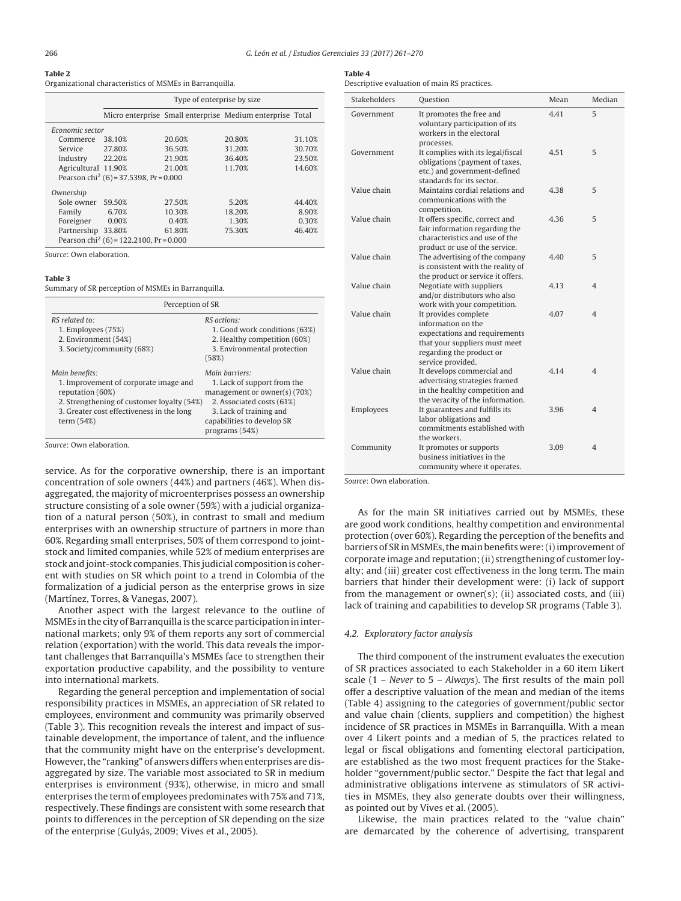**Table 2**
Organizational characteristics of MSMEs in Barranquilla.

| | Type of enterprise by size | | | |
|---|---|---|---|---|
| | Micro enterprise | Small enterprise | Medium enterprise | Total |
| *Economic sector* | | | | |
| Commerce | 38.10% | 20.60% | 20.80% | 31.10% |
| Service | 27.80% | 36.50% | 31.20% | 30.70% |
| Industry | 22.20% | 21.90% | 36.40% | 23.50% |
| Agricultural | 11.90% | 21.00% | 11.70% | 14.60% |
| Pearson $chi^2$ (6) = 37.5398, Pr = 0.000 | | | | |
| *Ownership* | | | | |
| Sole owner | 59.50% | 27.50% | 5.20% | 44.40% |
| Family | 6.70% | 10.30% | 18.20% | 8.90% |
| Foreigner | 0.00% | 0.40% | 1.30% | 0.30% |
| Partnership | 33.80% | 61.80% | 75.30% | 46.40% |
| Pearson $chi^2$ (6) = 122.2100, Pr = 0.000 | | | | |

*Source*: Own elaboration.

**Table 3**
Summary of SR perception of MSMEs in Barranquilla.

| Perception of SR | |
|---|---|
| *RS related to:*<br>1. Employees (75%)<br>2. Environment (54%)<br>3. Society/community (68%) | *RS actions:*<br>1. Good work conditions (63%)<br>2. Healthy competition (60%)<br>3. Environmental protection (58%) |
| *Main benefits:*<br>1. Improvement of corporate image and reputation (60%)<br>2. Strengthening of customer loyalty (54%)<br>3. Greater cost effectiveness in the long term (54%) | *Main barriers:*<br>1. Lack of support from the management or owner(s) (70%)<br>2. Associated costs (61%)<br>3. Lack of training and capabilities to develop SR programs (54%) |

*Source*: Own elaboration.

service. As for the corporative ownership, there is an important concentration of sole owners (44%) and partners (46%). When disaggregated, the majority of microenterprises possess an ownership structure consisting of a sole owner (59%) with a judicial organization of a natural person (50%), in contrast to small and medium enterprises with an ownership structure of partners in more than 60%. Regarding small enterprises, 50% of them correspond to joint-stock and limited companies, while 52% of medium enterprises are stock and joint-stock companies. This judicial composition is coherent with studies on SR which point to a trend in Colombia of the formalization of a judicial person as the enterprise grows in size (Martínez, Torres, & Vanegas, 2007).

Another aspect with the largest relevance to the outline of MSMEs in the city of Barranquilla is the scarce participation in international markets; only 9% of them reports any sort of commercial relation (exportation) with the world. This data reveals the important challenges that Barranquilla's MSMEs face to strengthen their exportation productive capability, and the possibility to venture into international markets.

Regarding the general perception and implementation of social responsibility practices in MSMEs, an appreciation of SR related to employees, environment and community was primarily observed (Table 3). This recognition reveals the interest and impact of sustainable development, the importance of talent, and the influence that the community might have on the enterprise's development. However, the "ranking" of answers differs when enterprises are disaggregated by size. The variable most associated to SR in medium enterprises is environment (93%), otherwise, in micro and small enterprises the term of employees predominates with 75% and 71%, respectively. These findings are consistent with some research that points to differences in the perception of SR depending on the size of the enterprise (Gulyás, 2009; Vives et al., 2005).

**Table 4**
Descriptive evaluation of main RS practices.

| Stakeholders | Question | Mean | Median |
|---|---|---|---|
| Government | It promotes the free and voluntary participation of its workers in the electoral processes. | 4.41 | 5 |
| Government | It complies with its legal/fiscal obligations (payment of taxes, etc.) and government-defined standards for its sector. | 4.51 | 5 |
| Value chain | Maintains cordial relations and communications with the competition. | 4.38 | 5 |
| Value chain | It offers specific, correct and fair information regarding the characteristics and use of the product or use of the service. | 4.36 | 5 |
| Value chain | The advertising of the company is consistent with the reality of the product or service it offers. | 4.40 | 5 |
| Value chain | Negotiate with suppliers and/or distributors who also work with your competition. | 4.13 | 4 |
| Value chain | It provides complete information on the expectations and requirements that your suppliers must meet regarding the product or service provided. | 4.07 | 4 |
| Value chain | It develops commercial and advertising strategies framed in the healthy competition and the veracity of the information. | 4.14 | 4 |
| Employees | It guarantees and fulfills its labor obligations and commitments established with the workers. | 3.96 | 4 |
| Community | It promotes or supports business initiatives in the community where it operates. | 3.09 | 4 |

*Source*: Own elaboration.

As for the main SR initiatives carried out by MSMEs, these are good work conditions, healthy competition and environmental protection (over 60%). Regarding the perception of the benefits and barriers of SR in MSMEs, the main benefits were: (i) improvement of corporate image and reputation; (ii) strengthening of customer loyalty; and (iii) greater cost effectiveness in the long term. The main barriers that hinder their development were: (i) lack of support from the management or owner(s); (ii) associated costs, and (iii) lack of training and capabilities to develop SR programs (Table 3).

### 4.2. Exploratory factor analysis

The third component of the instrument evaluates the execution of SR practices associated to each Stakeholder in a 60 item Likert scale (1 – *Never* to 5 – *Always*). The first results of the main poll offer a descriptive valuation of the mean and median of the items (Table 4) assigning to the categories of government/public sector and value chain (clients, suppliers and competition) the highest incidence of SR practices in MSMEs in Barranquilla. With a mean over 4 Likert points and a median of 5, the practices related to legal or fiscal obligations and fomenting electoral participation, are established as the two most frequent practices for the Stakeholder "government/public sector." Despite the fact that legal and administrative obligations intervene as stimulators of SR activities in MSMEs, they also generate doubts over their willingness, as pointed out by Vives et al. (2005).

Likewise, the main practices related to the "value chain" are demarcated by the coherence of advertising, transparent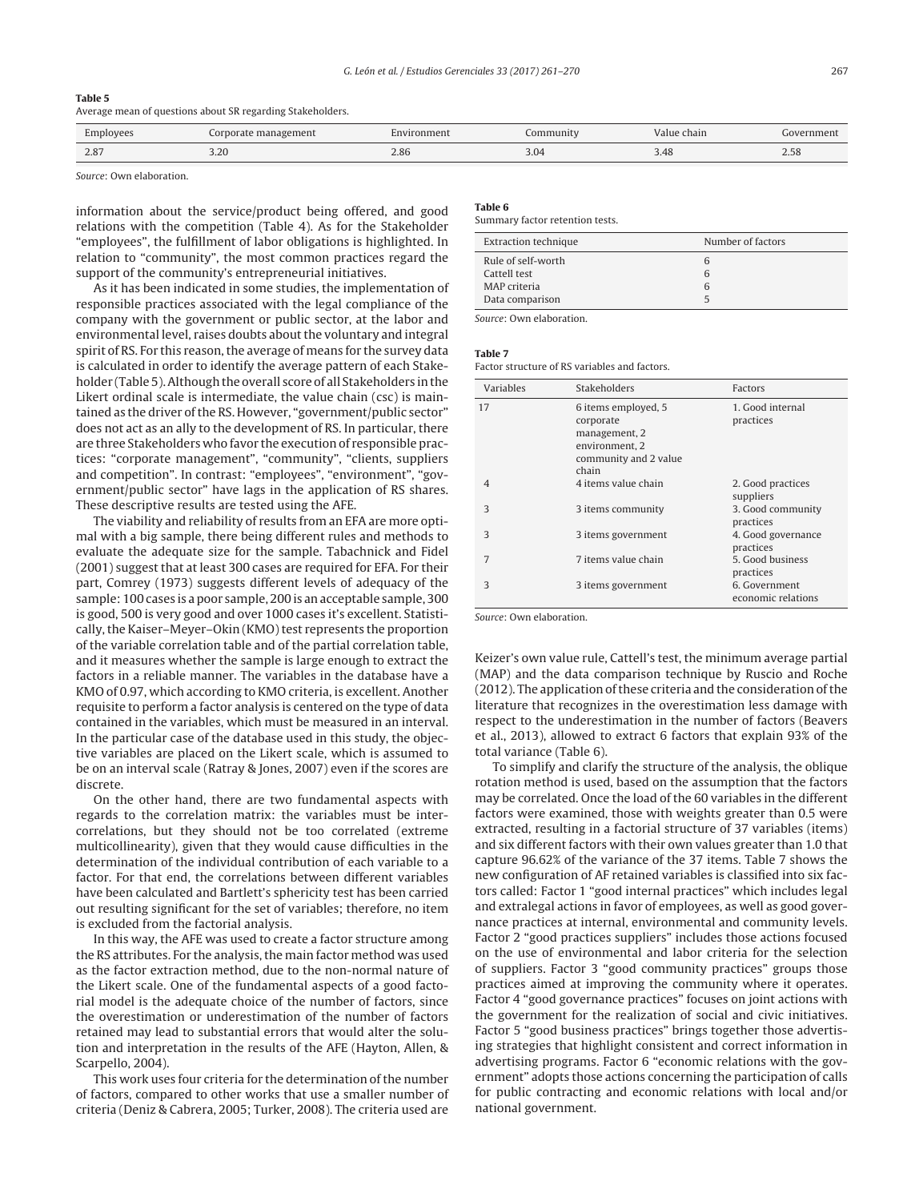**Table 5**
Average mean of questions about SR regarding Stakeholders.

| Employees | Corporate management | Environment | Community | Value chain | Government |
|---|---|---|---|---|---|
| 2.87 | 3.20 | 2.86 | 3.04 | 3.48 | 2.58 |

*Source*: Own elaboration.

information about the service/product being offered, and good relations with the competition (Table 4). As for the Stakeholder "employees", the fulfillment of labor obligations is highlighted. In relation to "community", the most common practices regard the support of the community's entrepreneurial initiatives.

As it has been indicated in some studies, the implementation of responsible practices associated with the legal compliance of the company with the government or public sector, at the labor and environmental level, raises doubts about the voluntary and integral spirit of RS. For this reason, the average of means for the survey data is calculated in order to identify the average pattern of each Stakeholder (Table 5). Although the overall score of all Stakeholders in the Likert ordinal scale is intermediate, the value chain (csc) is maintained as the driver of the RS. However, "government/public sector" does not act as an ally to the development of RS. In particular, there are three Stakeholders who favor the execution of responsible practices: "corporate management", "community", "clients, suppliers and competition". In contrast: "employees", "environment", "government/public sector" have lags in the application of RS shares. These descriptive results are tested using the AFE.

The viability and reliability of results from an EFA are more optimal with a big sample, there being different rules and methods to evaluate the adequate size for the sample. Tabachnick and Fidel (2001) suggest that at least 300 cases are required for EFA. For their part, Comrey (1973) suggests different levels of adequacy of the sample: 100 cases is a poor sample, 200 is an acceptable sample, 300 is good, 500 is very good and over 1000 cases it's excellent. Statistically, the Kaiser–Meyer–Okin (KMO) test represents the proportion of the variable correlation table and of the partial correlation table, and it measures whether the sample is large enough to extract the factors in a reliable manner. The variables in the database have a KMO of 0.97, which according to KMO criteria, is excellent. Another requisite to perform a factor analysis is centered on the type of data contained in the variables, which must be measured in an interval. In the particular case of the database used in this study, the objective variables are placed on the Likert scale, which is assumed to be on an interval scale (Ratray & Jones, 2007) even if the scores are discrete.

On the other hand, there are two fundamental aspects with regards to the correlation matrix: the variables must be intercorrelations, but they should not be too correlated (extreme multicollinearity), given that they would cause difficulties in the determination of the individual contribution of each variable to a factor. For that end, the correlations between different variables have been calculated and Bartlett's sphericity test has been carried out resulting significant for the set of variables; therefore, no item is excluded from the factorial analysis.

In this way, the AFE was used to create a factor structure among the RS attributes. For the analysis, the main factor method was used as the factor extraction method, due to the non-normal nature of the Likert scale. One of the fundamental aspects of a good factorial model is the adequate choice of the number of factors, since the overestimation or underestimation of the number of factors retained may lead to substantial errors that would alter the solution and interpretation in the results of the AFE (Hayton, Allen, & Scarpello, 2004).

This work uses four criteria for the determination of the number of factors, compared to other works that use a smaller number of criteria (Deniz & Cabrera, 2005; Turker, 2008). The criteria used are Keizer's own value rule, Cattell's test, the minimum average partial (MAP) and the data comparison technique by Ruscio and Roche (2012). The application of these criteria and the consideration of the literature that recognizes in the overestimation less damage with respect to the underestimation in the number of factors (Beavers et al., 2013), allowed to extract 6 factors that explain 93% of the total variance (Table 6).

**Table 6**
Summary factor retention tests.

| Extraction technique | Number of factors |
|---|---|
| Rule of self-worth | 6 |
| Cattell test | 6 |
| MAP criteria | 6 |
| Data comparison | 5 |

*Source*: Own elaboration.

**Table 7**
Factor structure of RS variables and factors.

| Variables | Stakeholders | Factors |
|---|---|---|
| 17 | 6 items employed, 5 corporate management, 2 environment, 2 community and 2 value chain | 1. Good internal practices |
| 4 | 4 items value chain | 2. Good practices suppliers |
| 3 | 3 items community | 3. Good community practices |
| 3 | 3 items government | 4. Good governance practices |
| 7 | 7 items value chain | 5. Good business practices |
| 3 | 3 items government | 6. Government economic relations |

*Source*: Own elaboration.

To simplify and clarify the structure of the analysis, the oblique rotation method is used, based on the assumption that the factors may be correlated. Once the load of the 60 variables in the different factors were examined, those with weights greater than 0.5 were extracted, resulting in a factorial structure of 37 variables (items) and six different factors with their own values greater than 1.0 that capture 96.62% of the variance of the 37 items. Table 7 shows the new configuration of AF retained variables is classified into six factors called: Factor 1 "good internal practices" which includes legal and extralegal actions in favor of employees, as well as good governance practices at internal, environmental and community levels. Factor 2 "good practices suppliers" includes those actions focused on the use of environmental and labor criteria for the selection of suppliers. Factor 3 "good community practices" groups those practices aimed at improving the community where it operates. Factor 4 "good governance practices" focuses on joint actions with the government for the realization of social and civic initiatives. Factor 5 "good business practices" brings together those advertising strategies that highlight consistent and correct information in advertising programs. Factor 6 "economic relations with the government" adopts those actions concerning the participation of calls for public contracting and economic relations with local and/or national government.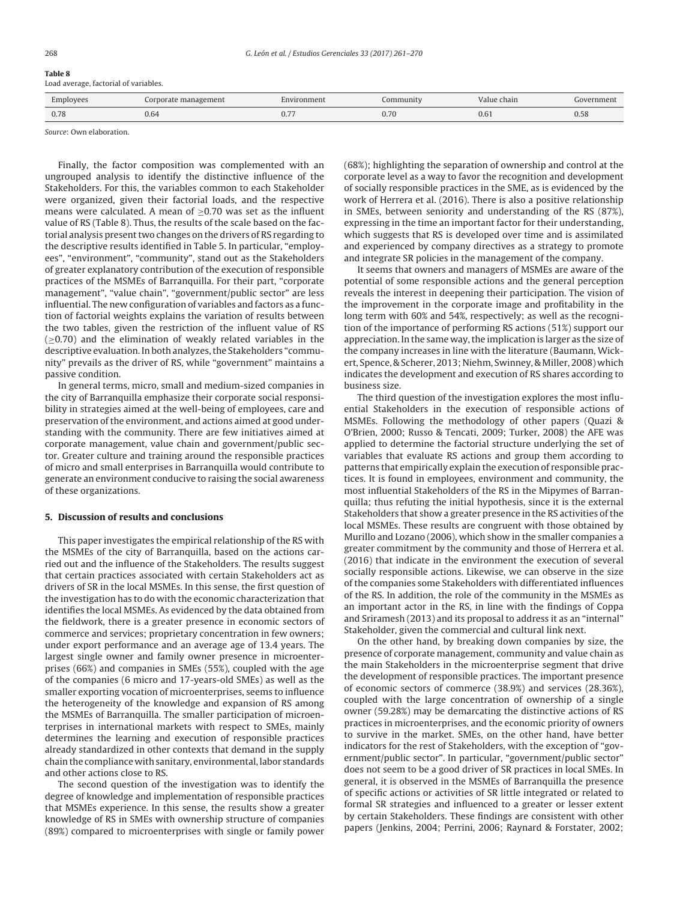**Table 8**
Load average, factorial of variables.

| Employees | Corporate management | Environment | Community | Value chain | Government |
|---|---|---|---|---|---|
| 0.78 | 0.64 | 0.77 | 0.70 | 0.61 | 0.58 |

*Source*: Own elaboration.

Finally, the factor composition was complemented with an ungrouped analysis to identify the distinctive influence of the Stakeholders. For this, the variables common to each Stakeholder were organized, given their factorial loads, and the respective means were calculated. A mean of $\geq$0.70 was set as the influent value of RS (Table 8). Thus, the results of the scale based on the factorial analysis present two changes on the drivers of RS regarding to the descriptive results identified in Table 5. In particular, "employees", "environment", "community", stand out as the Stakeholders of greater explanatory contribution of the execution of responsible practices of the MSMEs of Barranquilla. For their part, "corporate management", "value chain", "government/public sector" are less influential. The new configuration of variables and factors as a function of factorial weights explains the variation of results between the two tables, given the restriction of the influent value of RS ($\geq$0.70) and the elimination of weakly related variables in the descriptive evaluation. In both analyzes, the Stakeholders "community" prevails as the driver of RS, while "government" maintains a passive condition.

In general terms, micro, small and medium-sized companies in the city of Barranquilla emphasize their corporate social responsibility in strategies aimed at the well-being of employees, care and preservation of the environment, and actions aimed at good understanding with the community. There are few initiatives aimed at corporate management, value chain and government/public sector. Greater culture and training around the responsible practices of micro and small enterprises in Barranquilla would contribute to generate an environment conducive to raising the social awareness of these organizations.

## 5. Discussion of results and conclusions

This paper investigates the empirical relationship of the RS with the MSMEs of the city of Barranquilla, based on the actions carried out and the influence of the Stakeholders. The results suggest that certain practices associated with certain Stakeholders act as drivers of SR in the local MSMEs. In this sense, the first question of the investigation has to do with the economic characterization that identifies the local MSMEs. As evidenced by the data obtained from the fieldwork, there is a greater presence in economic sectors of commerce and services; proprietary concentration in few owners; under export performance and an average age of 13.4 years. The largest single owner and family owner presence in microenterprises (66%) and companies in SMEs (55%), coupled with the age of the companies (6 micro and 17-years-old SMEs) as well as the smaller exporting vocation of microenterprises, seems to influence the heterogeneity of the knowledge and expansion of RS among the MSMEs of Barranquilla. The smaller participation of microenterprises in international markets with respect to SMEs, mainly determines the learning and execution of responsible practices already standardized in other contexts that demand in the supply chain the compliance with sanitary, environmental, labor standards and other actions close to RS.

The second question of the investigation was to identify the degree of knowledge and implementation of responsible practices that MSMEs experience. In this sense, the results show a greater knowledge of RS in SMEs with ownership structure of companies (89%) compared to microenterprises with single or family power (68%); highlighting the separation of ownership and control at the corporate level as a way to favor the recognition and development of socially responsible practices in the SME, as is evidenced by the work of Herrera et al. (2016). There is also a positive relationship in SMEs, between seniority and understanding of the RS (87%), expressing in the time an important factor for their understanding, which suggests that RS is developed over time and is assimilated and experienced by company directives as a strategy to promote and integrate SR policies in the management of the company.

It seems that owners and managers of MSMEs are aware of the potential of some responsible actions and the general perception reveals the interest in deepening their participation. The vision of the improvement in the corporate image and profitability in the long term with 60% and 54%, respectively; as well as the recognition of the importance of performing RS actions (51%) support our appreciation. In the same way, the implication is larger as the size of the company increases in line with the literature (Baumann, Wickert, Spence, & Scherer, 2013; Niehm, Swinney, & Miller, 2008) which indicates the development and execution of RS shares according to business size.

The third question of the investigation explores the most influential Stakeholders in the execution of responsible actions of MSMEs. Following the methodology of other papers (Quazi & O'Brien, 2000; Russo & Tencati, 2009; Turker, 2008) the AFE was applied to determine the factorial structure underlying the set of variables that evaluate RS actions and group them according to patterns that empirically explain the execution of responsible practices. It is found in employees, environment and community, the most influential Stakeholders of the RS in the Mipymes of Barranquilla; thus refuting the initial hypothesis, since it is the external Stakeholders that show a greater presence in the RS activities of the local MSMEs. These results are congruent with those obtained by Murillo and Lozano (2006), which show in the smaller companies a greater commitment by the community and those of Herrera et al. (2016) that indicate in the environment the execution of several socially responsible actions. Likewise, we can observe in the size of the companies some Stakeholders with differentiated influences of the RS. In addition, the role of the community in the MSMEs as an important actor in the RS, in line with the findings of Coppa and Sriramesh (2013) and its proposal to address it as an "internal" Stakeholder, given the commercial and cultural link next.

On the other hand, by breaking down companies by size, the presence of corporate management, community and value chain as the main Stakeholders in the microenterprise segment that drive the development of responsible practices. The important presence of economic sectors of commerce (38.9%) and services (28.36%), coupled with the large concentration of ownership of a single owner (59.28%) may be demarcating the distinctive actions of RS practices in microenterprises, and the economic priority of owners to survive in the market. SMEs, on the other hand, have better indicators for the rest of Stakeholders, with the exception of "government/public sector". In particular, "government/public sector" does not seem to be a good driver of SR practices in local SMEs. In general, it is observed in the MSMEs of Barranquilla the presence of specific actions or activities of SR little integrated or related to formal SR strategies and influenced to a greater or lesser extent by certain Stakeholders. These findings are consistent with other papers (Jenkins, 2004; Perrini, 2006; Raynard & Forstater, 2002;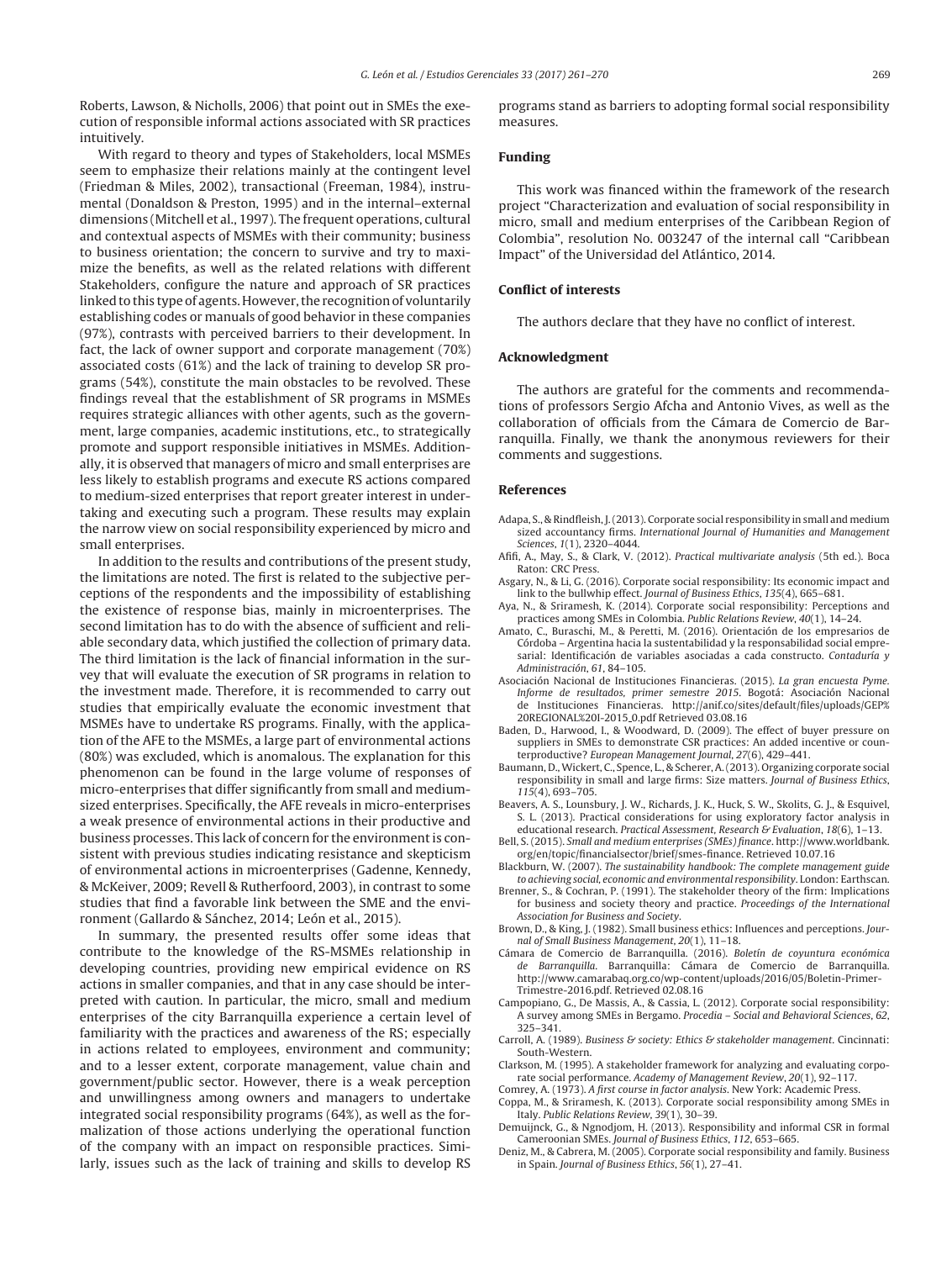Roberts, Lawson, & Nicholls, 2006) that point out in SMEs the execution of responsible informal actions associated with SR practices intuitively.

With regard to theory and types of Stakeholders, local MSMEs seem to emphasize their relations mainly at the contingent level (Friedman & Miles, 2002), transactional (Freeman, 1984), instrumental (Donaldson & Preston, 1995) and in the internal–external dimensions (Mitchell et al., 1997). The frequent operations, cultural and contextual aspects of MSMEs with their community; business to business orientation; the concern to survive and try to maximize the benefits, as well as the related relations with different Stakeholders, configure the nature and approach of SR practices linked to this type of agents. However, the recognition of voluntarily establishing codes or manuals of good behavior in these companies (97%), contrasts with perceived barriers to their development. In fact, the lack of owner support and corporate management (70%) associated costs (61%) and the lack of training to develop SR programs (54%), constitute the main obstacles to be revolved. These findings reveal that the establishment of SR programs in MSMEs requires strategic alliances with other agents, such as the government, large companies, academic institutions, etc., to strategically promote and support responsible initiatives in MSMEs. Additionally, it is observed that managers of micro and small enterprises are less likely to establish programs and execute RS actions compared to medium-sized enterprises that report greater interest in undertaking and executing such a program. These results may explain the narrow view on social responsibility experienced by micro and small enterprises.

In addition to the results and contributions of the present study, the limitations are noted. The first is related to the subjective perceptions of the respondents and the impossibility of establishing the existence of response bias, mainly in microenterprises. The second limitation has to do with the absence of sufficient and reliable secondary data, which justified the collection of primary data. The third limitation is the lack of financial information in the survey that will evaluate the execution of SR programs in relation to the investment made. Therefore, it is recommended to carry out studies that empirically evaluate the economic investment that MSMEs have to undertake RS programs. Finally, with the application of the AFE to the MSMEs, a large part of environmental actions (80%) was excluded, which is anomalous. The explanation for this phenomenon can be found in the large volume of responses of micro-enterprises that differ significantly from small and medium-sized enterprises. Specifically, the AFE reveals in micro-enterprises a weak presence of environmental actions in their productive and business processes. This lack of concern for the environment is consistent with previous studies indicating resistance and skepticism of environmental actions in microenterprises (Gadenne, Kennedy, & McKeiver, 2009; Revell & Rutherfoord, 2003), in contrast to some studies that find a favorable link between the SME and the environment (Gallardo & Sánchez, 2014; León et al., 2015).

In summary, the presented results offer some ideas that contribute to the knowledge of the RS-MSMEs relationship in developing countries, providing new empirical evidence on RS actions in smaller companies, and that in any case should be interpreted with caution. In particular, the micro, small and medium enterprises of the city Barranquilla experience a certain level of familiarity with the practices and awareness of the RS; especially in actions related to employees, environment and community; and to a lesser extent, corporate management, value chain and government/public sector. However, there is a weak perception and unwillingness among owners and managers to undertake integrated social responsibility programs (64%), as well as the formalization of those actions underlying the operational function of the company with an impact on responsible practices. Similarly, issues such as the lack of training and skills to develop RS programs stand as barriers to adopting formal social responsibility measures.

## Funding

This work was financed within the framework of the research project "Characterization and evaluation of social responsibility in micro, small and medium enterprises of the Caribbean Region of Colombia", resolution No. 003247 of the internal call "Caribbean Impact" of the Universidad del Atlántico, 2014.

## Conflict of interests

The authors declare that they have no conflict of interest.

## Acknowledgment

The authors are grateful for the comments and recommendations of professors Sergio Afcha and Antonio Vives, as well as the collaboration of officials from the Cámara de Comercio de Barranquilla. Finally, we thank the anonymous reviewers for their comments and suggestions.

## References

Adapa, S., & Rindfleish, J. (2013). Corporate social responsibility in small and medium sized accountancy firms. *International Journal of Humanities and Management Sciences*, *1*(1), 2320–4044.

Afifi, A., May, S., & Clark, V. (2012). *Practical multivariate analysis* (5th ed.). Boca Raton: CRC Press.

Asgary, N., & Li, G. (2016). Corporate social responsibility: Its economic impact and link to the bullwhip effect. *Journal of Business Ethics*, *135*(4), 665–681.

Aya, N., & Sriramesh, K. (2014). Corporate social responsibility: Perceptions and practices among SMEs in Colombia. *Public Relations Review*, *40*(1), 14–24.

Amato, C., Buraschi, M., & Peretti, M. (2016). Orientación de los empresarios de Córdoba – Argentina hacia la sustentabilidad y la responsabilidad social empresarial: Identificación de variables asociadas a cada constructo. *Contaduría y Administración*, *61*, 84–105.

Asociación Nacional de Instituciones Financieras. (2015). *La gran encuesta Pyme. Informe de resultados, primer semestre 2015*. Bogotá: Asociación Nacional de Instituciones Financieras. http://anif.co/sites/default/files/uploads/GEP%20REGIONAL%20I-2015_0.pdf Retrieved 03.08.16

Baden, D., Harwood, I., & Woodward, D. (2009). The effect of buyer pressure on suppliers in SMEs to demonstrate CSR practices: An added incentive or counterproductive? *European Management Journal*, *27*(6), 429–441.

Baumann, D., Wickert, C., Spence, L., & Scherer, A. (2013). Organizing corporate social responsibility in small and large firms: Size matters. *Journal of Business Ethics*, *115*(4), 693–705.

Beavers, A. S., Lounsbury, J. W., Richards, J. K., Huck, S. W., Skolits, G. J., & Esquivel, S. L. (2013). Practical considerations for using exploratory factor analysis in educational research. *Practical Assessment, Research & Evaluation*, *18*(6), 1–13.

Bell, S. (2015). *Small and medium enterprises (SMEs) finance*. http://www.worldbank.org/en/topic/financialsector/brief/smes-finance. Retrieved 10.07.16

Blackburn, W. (2007). *The sustainability handbook: The complete management guide to achieving social, economic and environmental responsibility*. London: Earthscan.

Brenner, S., & Cochran, P. (1991). The stakeholder theory of the firm: Implications for business and society theory and practice. *Proceedings of the International Association for Business and Society*.

Brown, D., & King, J. (1982). Small business ethics: Influences and perceptions. *Journal of Small Business Management*, *20*(1), 11–18.

Cámara de Comercio de Barranquilla. (2016). *Boletín de coyuntura económica de Barranquilla*. Barranquilla: Cámara de Comercio de Barranquilla. http://www.camarabaq.org.co/wp-content/uploads/2016/05/Boletin-Primer-Trimestre-2016.pdf. Retrieved 02.08.16

Campopiano, G., De Massis, A., & Cassia, L. (2012). Corporate social responsibility: A survey among SMEs in Bergamo. *Procedia – Social and Behavioral Sciences*, *62*, 325–341.

Carroll, A. (1989). *Business & society: Ethics & stakeholder management*. Cincinnati: South-Western.

Clarkson, M. (1995). A stakeholder framework for analyzing and evaluating corporate social performance. *Academy of Management Review*, *20*(1), 92–117.

Comrey, A. (1973). *A first course in factor analysis*. New York: Academic Press.

Coppa, M., & Sriramesh, K. (2013). Corporate social responsibility among SMEs in Italy. *Public Relations Review*, *39*(1), 30–39.

Demuijnck, G., & Ngnodjom, H. (2013). Responsibility and informal CSR in formal Cameroonian SMEs. *Journal of Business Ethics*, *112*, 653–665.

Deniz, M., & Cabrera, M. (2005). Corporate social responsibility and family. Business in Spain. *Journal of Business Ethics*, *56*(1), 27–41.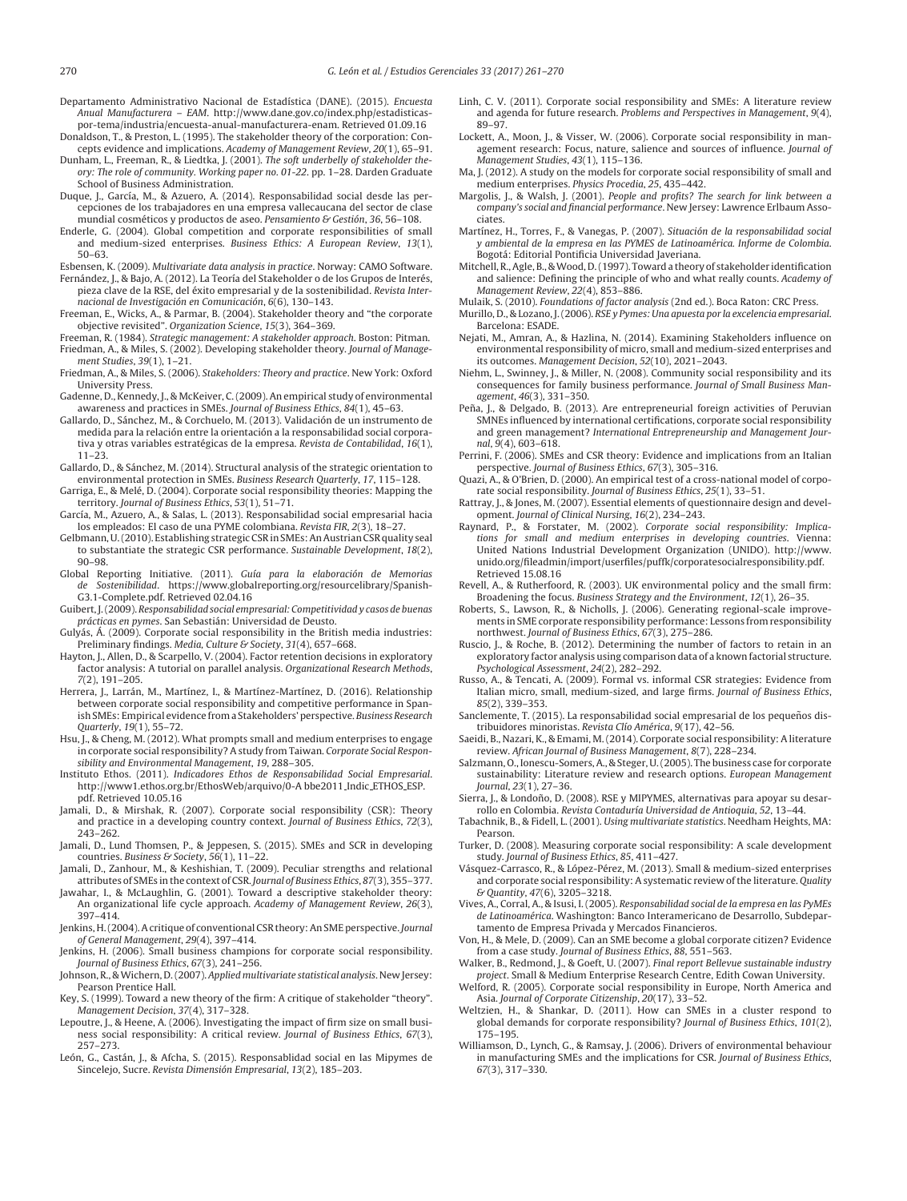Departamento Administrativo Nacional de Estadística (DANE). (2015). *Encuesta Anual Manufacturera – EAM*. http://www.dane.gov.co/index.php/estadisticas-por-tema/industria/encuesta-anual-manufacturera-enam. Retrieved 01.09.16

Donaldson, T., & Preston, L. (1995). The stakeholder theory of the corporation: Concepts evidence and implications. *Academy of Management Review*, *20*(1), 65–91.

Dunham, L., Freeman, R., & Liedtka, J. (2001). *The soft underbelly of stakeholder theory: The role of community. Working paper no. 01-22*. pp. 1–28. Darden Graduate School of Business Administration.

Duque, J., García, M., & Azuero, A. (2014). Responsabilidad social desde las percepciones de los trabajadores en una empresa vallecaucana del sector de clase mundial cosméticos y productos de aseo. *Pensamiento & Gestión*, *36*, 56–108.

Enderle, G. (2004). Global competition and corporate responsibilities of small and medium-sized enterprises. *Business Ethics: A European Review*, *13*(1), 50–63.

Esbensen, K. (2009). *Multivariate data analysis in practice*. Norway: CAMO Software.

Fernández, J., & Bajo, A. (2012). La Teoría del Stakeholder o de los Grupos de Interés, pieza clave de la RSE, del éxito empresarial y de la sostenibilidad. *Revista Internacional de Investigación en Comunicación*, *6*(6), 130–143.

Freeman, E., Wicks, A., & Parmar, B. (2004). Stakeholder theory and "the corporate objective revisited". *Organization Science*, *15*(3), 364–369.

Freeman, R. (1984). *Strategic management: A stakeholder approach*. Boston: Pitman.

Friedman, A., & Miles, S. (2002). Developing stakeholder theory. *Journal of Management Studies*, *39*(1), 1–21.

Friedman, A., & Miles, S. (2006). *Stakeholders: Theory and practice*. New York: Oxford University Press.

Gadenne, D., Kennedy, J., & McKeiver, C. (2009). An empirical study of environmental awareness and practices in SMEs. *Journal of Business Ethics*, *84*(1), 45–63.

Gallardo, D., Sánchez, M., & Corchuelo, M. (2013). Validación de un instrumento de medida para la relación entre la orientación a la responsabilidad social corporativa y otras variables estratégicas de la empresa. *Revista de Contabilidad*, *16*(1), 11–23.

Gallardo, D., & Sánchez, M. (2014). Structural analysis of the strategic orientation to environmental protection in SMEs. *Business Research Quarterly*, *17*, 115–128.

Garriga, E., & Melé, D. (2004). Corporate social responsibility theories: Mapping the territory. *Journal of Business Ethics*, *53*(1), 51–71.

García, M., Azuero, A., & Salas, L. (2013). Responsabilidad social empresarial hacia los empleados: El caso de una PYME colombiana. *Revista FIR*, *2*(3), 18–27.

Gelbmann, U. (2010). Establishing strategic CSR in SMEs: An Austrian CSR quality seal to substantiate the strategic CSR performance. *Sustainable Development*, *18*(2), 90–98.

Global Reporting Initiative. (2011). *Guía para la elaboración de Memorias de Sostenibilidad*. https://www.globalreporting.org/resourcelibrary/Spanish-G3.1-Complete.pdf. Retrieved 02.04.16

Guibert, J. (2009). *Responsabilidad social empresarial: Competitividad y casos de buenas prácticas en pymes*. San Sebastián: Universidad de Deusto.

Gulyás, Á. (2009). Corporate social responsibility in the British media industries: Preliminary findings. *Media, Culture & Society*, *31*(4), 657–668.

Hayton, J., Allen, D., & Scarpello, V. (2004). Factor retention decisions in exploratory factor analysis: A tutorial on parallel analysis. *Organizational Research Methods*, *7*(2), 191–205.

Herrera, J., Larrán, M., Martínez, I., & Martínez-Martínez, D. (2016). Relationship between corporate social responsibility and competitive performance in Spanish SMEs: Empirical evidence from a Stakeholders' perspective. *Business Research Quarterly*, *19*(1), 55–72.

Hsu, J., & Cheng, M. (2012). What prompts small and medium enterprises to engage in corporate social responsibility? A study from Taiwan. *Corporate Social Responsibility and Environmental Management*, *19*, 288–305.

Instituto Ethos. (2011). *Indicadores Ethos de Responsabilidad Social Empresarial*. http://www1.ethos.org.br/EthosWeb/arquivo/0-A bbe2011_Indic_ETHOS_ESP.pdf. Retrieved 10.05.16

Jamali, D., & Mirshak, R. (2007). Corporate social responsibility (CSR): Theory and practice in a developing country context. *Journal of Business Ethics*, *72*(3), 243–262.

Jamali, D., Lund Thomsen, P., & Jeppesen, S. (2015). SMEs and SCR in developing countries. *Business & Society*, *56*(1), 11–22.

Jamali, D., Zanhour, M., & Keshishian, T. (2009). Peculiar strengths and relational attributes of SMEs in the context of CSR. *Journal of Business Ethics*, *87*(3), 355–377.

Jawahar, I., & McLaughlin, G. (2001). Toward a descriptive stakeholder theory: An organizational life cycle approach. *Academy of Management Review*, *26*(3), 397–414.

Jenkins, H. (2004). A critique of conventional CSR theory: An SME perspective. *Journal of General Management*, *29*(4), 397–414.

Jenkins, H. (2006). Small business champions for corporate social responsibility. *Journal of Business Ethics*, *67*(3), 241–256.

Johnson, R., & Wichern, D. (2007). *Applied multivariate statistical analysis*. New Jersey: Pearson Prentice Hall.

Key, S. (1999). Toward a new theory of the firm: A critique of stakeholder "theory". *Management Decision*, *37*(4), 317–328.

Lepoutre, J., & Heene, A. (2006). Investigating the impact of firm size on small business social responsibility: A critical review. *Journal of Business Ethics*, *67*(3), 257–273.

León, G., Castán, J., & Afcha, S. (2015). Responsabilidad social en las Mipymes de Sincelejo, Sucre. *Revista Dimensión Empresarial*, *13*(2), 185–203.

Linh, C. V. (2011). Corporate social responsibility and SMEs: A literature review and agenda for future research. *Problems and Perspectives in Management*, *9*(4), 89–97.

Lockett, A., Moon, J., & Visser, W. (2006). Corporate social responsibility in management research: Focus, nature, salience and sources of influence. *Journal of Management Studies*, *43*(1), 115–136.

Ma, J. (2012). A study on the models for corporate social responsibility of small and medium enterprises. *Physics Procedia*, *25*, 435–442.

Margolis, J., & Walsh, J. (2001). *People and profits? The search for link between a company's social and financial performance*. New Jersey: Lawrence Erlbaum Associates.

Martínez, H., Torres, F., & Vanegas, P. (2007). *Situación de la responsabilidad social y ambiental de la empresa en las PYMES de Latinoamérica. Informe de Colombia*. Bogotá: Editorial Pontificia Universidad Javeriana.

Mitchell, R., Agle, B., & Wood, D. (1997). Toward a theory of stakeholder identification and salience: Defining the principle of who and what really counts. *Academy of Management Review*, *22*(4), 853–886.

Mulaik, S. (2010). *Foundations of factor analysis* (2nd ed.). Boca Raton: CRC Press.

Murillo, D., & Lozano, J. (2006). *RSE y Pymes: Una apuesta por la excelencia empresarial*. Barcelona: ESADE.

Nejati, M., Amran, A., & Hazlina, N. (2014). Examining Stakeholders influence on environmental responsibility of micro, small and medium-sized enterprises and its outcomes. *Management Decision*, *52*(10), 2021–2043.

Niehm, L., Swinney, J., & Miller, N. (2008). Community social responsibility and its consequences for family business performance. *Journal of Small Business Management*, *46*(3), 331–350.

Peña, J., & Delgado, B. (2013). Are entrepreneurial foreign activities of Peruvian SMNEs influenced by international certifications, corporate social responsibility and green management? *International Entrepreneurship and Management Journal*, *9*(4), 603–618.

Perrini, F. (2006). SMEs and CSR theory: Evidence and implications from an Italian perspective. *Journal of Business Ethics*, *67*(3), 305–316.

Quazi, A., & O'Brien, D. (2000). An empirical test of a cross-national model of corporate social responsibility. *Journal of Business Ethics*, *25*(1), 33–51.

Rattray, J., & Jones, M. (2007). Essential elements of questionnaire design and development. *Journal of Clinical Nursing*, *16*(2), 234–243.

Raynard, P., & Forstater, M. (2002). *Corporate social responsibility: Implications for small and medium enterprises in developing countries*. Vienna: United Nations Industrial Development Organization (UNIDO). http://www.unido.org/fileadmin/import/userfiles/puffk/corporatesocialresponsibility.pdf. Retrieved 15.08.16

Revell, A., & Rutherfoord, R. (2003). UK environmental policy and the small firm: Broadening the focus. *Business Strategy and the Environment*, *12*(1), 26–35.

Roberts, S., Lawson, R., & Nicholls, J. (2006). Generating regional-scale improvements in SME corporate responsibility performance: Lessons from responsibility northwest. *Journal of Business Ethics*, *67*(3), 275–286.

Ruscio, J., & Roche, B. (2012). Determining the number of factors to retain in an exploratory factor analysis using comparison data of a known factorial structure. *Psychological Assessment*, *24*(2), 282–292.

Russo, A., & Tencati, A. (2009). Formal vs. informal CSR strategies: Evidence from Italian micro, small, medium-sized, and large firms. *Journal of Business Ethics*, *85*(2), 339–353.

Sanclemente, T. (2015). La responsabilidad social empresarial de los pequeños distribuidores minoristas. *Revista Clío América*, *9*(17), 42–56.

Saeidi, B., Nazari, K., & Emami, M. (2014). Corporate social responsibility: A literature review. *African Journal of Business Management*, *8*(7), 228–234.

Salzmann, O., Ionescu-Somers, A., & Steger, U. (2005). The business case for corporate sustainability: Literature review and research options. *European Management Journal*, *23*(1), 27–36.

Sierra, J., & Londoño, D. (2008). RSE y MIPYMES, alternativas para apoyar su desarrollo en Colombia. *Revista Contaduría Universidad de Antioquia*, *52*, 13–44.

Tabachnik, B., & Fidell, L. (2001). *Using multivariate statistics*. Needham Heights, MA: Pearson.

Turker, D. (2008). Measuring corporate social responsibility: A scale development study. *Journal of Business Ethics*, *85*, 411–427.

Vásquez-Carrasco, R., & López-Pérez, M. (2013). Small & medium-sized enterprises and corporate social responsibility: A systematic review of the literature. *Quality & Quantity*, *47*(6), 3205–3218.

Vives, A., Corral, A., & Isusi, I. (2005). *Responsabilidad social de la empresa en las PyMEs de Latinoamérica*. Washington: Banco Interamericano de Desarrollo, Subdepartamento de Empresa Privada y Mercados Financieros.

Von, H., & Mele, D. (2009). Can an SME become a global corporate citizen? Evidence from a case study. *Journal of Business Ethics*, *88*, 551–563.

Walker, B., Redmond, J., & Goeft, U. (2007). *Final report Bellevue sustainable industry project*. Small & Medium Enterprise Research Centre, Edith Cowan University.

Welford, R. (2005). Corporate social responsibility in Europe, North America and Asia. *Journal of Corporate Citizenship*, *20*(17), 33–52.

Weltzien, H., & Shankar, D. (2011). How can SMEs in a cluster respond to global demands for corporate responsibility? *Journal of Business Ethics*, *101*(2), 175–195.

Williamson, D., Lynch, G., & Ramsay, J. (2006). Drivers of environmental behaviour in manufacturing SMEs and the implications for CSR. *Journal of Business Ethics*, *67*(3), 317–330.